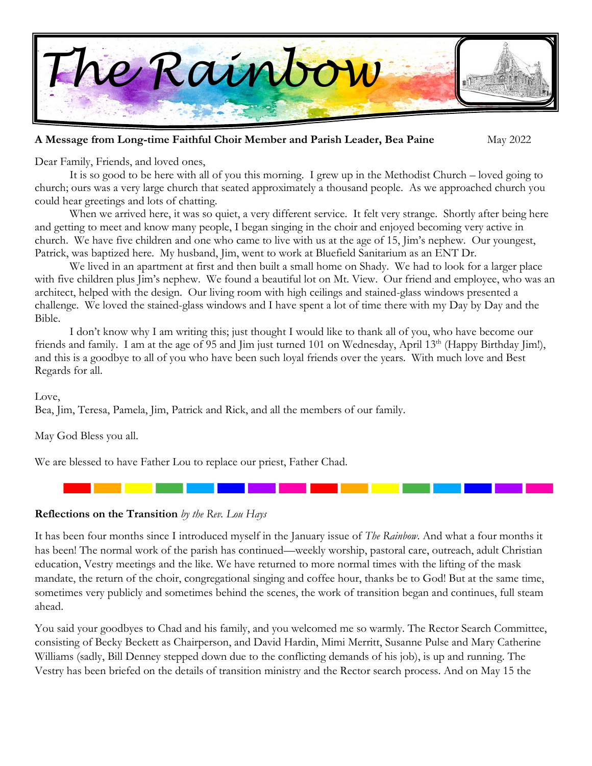# The Rainbow

**A Message from Long-time Faithful Choir Member and Parish Leader, Bea Paine** May 2022

Dear Family, Friends, and loved ones,

It is so good to be here with all of you this morning. I grew up in the Methodist Church – loved going to church; ours was a very large church that seated approximately a thousand people. As we approached church you could hear greetings and lots of chatting.

When we arrived here, it was so quiet, a very different service. It felt very strange. Shortly after being here and getting to meet and know many people, I began singing in the choir and enjoyed becoming very active in church. We have five children and one who came to live with us at the age of 15, Jim's nephew. Our youngest, Patrick, was baptized here. My husband, Jim, went to work at Bluefield Sanitarium as an ENT Dr.

We lived in an apartment at first and then built a small home on Shady. We had to look for a larger place with five children plus Jim's nephew. We found a beautiful lot on Mt. View. Our friend and employee, who was an architect, helped with the design. Our living room with high ceilings and stained-glass windows presented a challenge. We loved the stained-glass windows and I have spent a lot of time there with my Day by Day and the Bible.

I don't know why I am writing this; just thought I would like to thank all of you, who have become our friends and family. I am at the age of 95 and Jim just turned 101 on Wednesday, April 13th (Happy Birthday Jim!), and this is a goodbye to all of you who have been such loyal friends over the years. With much love and Best Regards for all.

Love,
Bea, Jim, Teresa, Pamela, Jim, Patrick and Rick, and all the members of our family.

May God Bless you all.

We are blessed to have Father Lou to replace our priest, Father Chad.

---

**Reflections on the Transition** *by the Rev. Lou Hays*

It has been four months since I introduced myself in the January issue of *The Rainbow*. And what a four months it has been! The normal work of the parish has continued—weekly worship, pastoral care, outreach, adult Christian education, Vestry meetings and the like. We have returned to more normal times with the lifting of the mask mandate, the return of the choir, congregational singing and coffee hour, thanks be to God! But at the same time, sometimes very publicly and sometimes behind the scenes, the work of transition began and continues, full steam ahead.

You said your goodbyes to Chad and his family, and you welcomed me so warmly. The Rector Search Committee, consisting of Becky Beckett as Chairperson, and David Hardin, Mimi Merritt, Susanne Pulse and Mary Catherine Williams (sadly, Bill Denney stepped down due to the conflicting demands of his job), is up and running. The Vestry has been briefed on the details of transition ministry and the Rector search process. And on May 15 the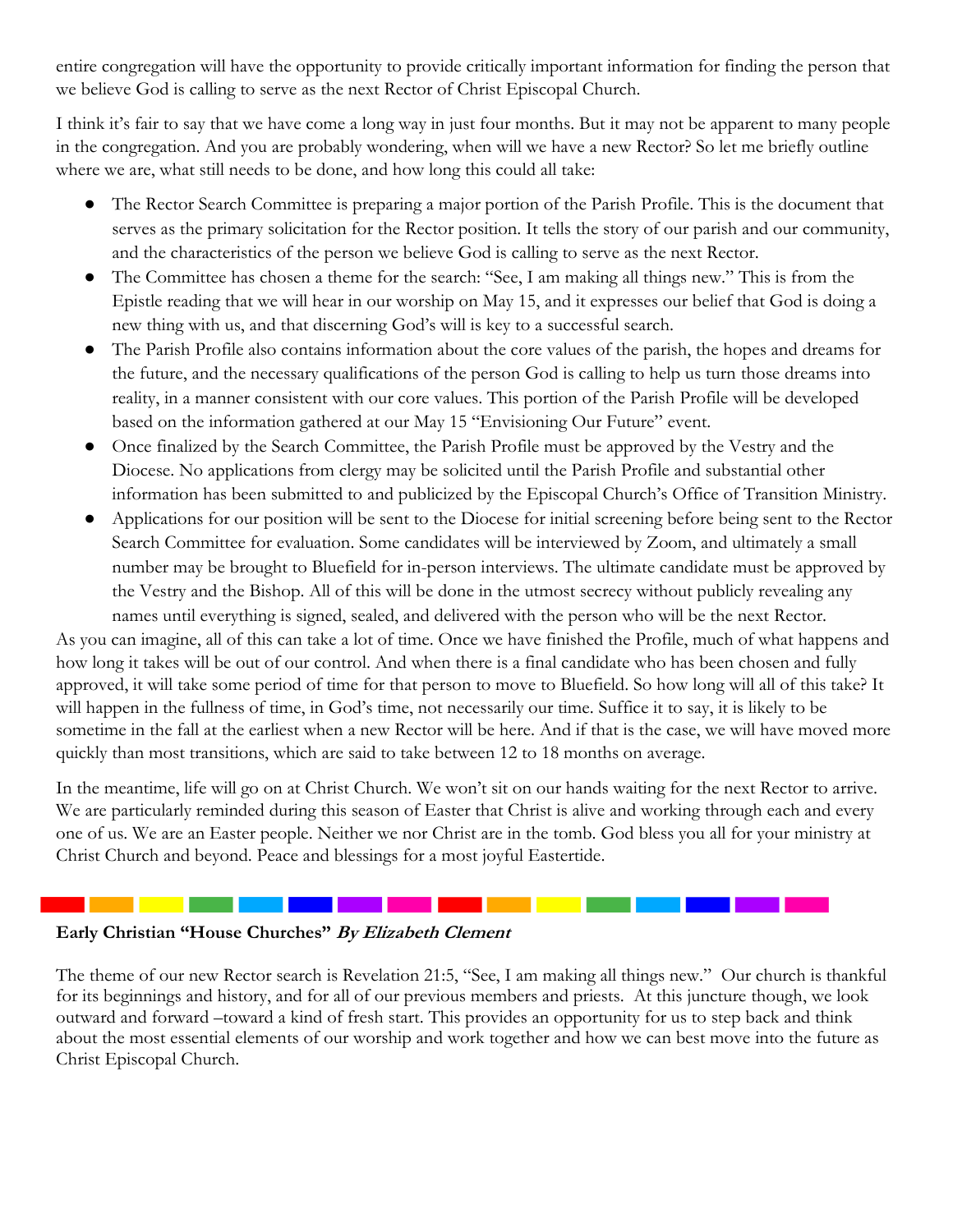entire congregation will have the opportunity to provide critically important information for finding the person that we believe God is calling to serve as the next Rector of Christ Episcopal Church.

I think it's fair to say that we have come a long way in just four months. But it may not be apparent to many people in the congregation. And you are probably wondering, when will we have a new Rector? So let me briefly outline where we are, what still needs to be done, and how long this could all take:

- The Rector Search Committee is preparing a major portion of the Parish Profile. This is the document that serves as the primary solicitation for the Rector position. It tells the story of our parish and our community, and the characteristics of the person we believe God is calling to serve as the next Rector.
- The Committee has chosen a theme for the search: "See, I am making all things new." This is from the Epistle reading that we will hear in our worship on May 15, and it expresses our belief that God is doing a new thing with us, and that discerning God's will is key to a successful search.
- The Parish Profile also contains information about the core values of the parish, the hopes and dreams for the future, and the necessary qualifications of the person God is calling to help us turn those dreams into reality, in a manner consistent with our core values. This portion of the Parish Profile will be developed based on the information gathered at our May 15 "Envisioning Our Future" event.
- Once finalized by the Search Committee, the Parish Profile must be approved by the Vestry and the Diocese. No applications from clergy may be solicited until the Parish Profile and substantial other information has been submitted to and publicized by the Episcopal Church's Office of Transition Ministry.
- Applications for our position will be sent to the Diocese for initial screening before being sent to the Rector Search Committee for evaluation. Some candidates will be interviewed by Zoom, and ultimately a small number may be brought to Bluefield for in-person interviews. The ultimate candidate must be approved by the Vestry and the Bishop. All of this will be done in the utmost secrecy without publicly revealing any names until everything is signed, sealed, and delivered with the person who will be the next Rector.

As you can imagine, all of this can take a lot of time. Once we have finished the Profile, much of what happens and how long it takes will be out of our control. And when there is a final candidate who has been chosen and fully approved, it will take some period of time for that person to move to Bluefield. So how long will all of this take? It will happen in the fullness of time, in God's time, not necessarily our time. Suffice it to say, it is likely to be sometime in the fall at the earliest when a new Rector will be here. And if that is the case, we will have moved more quickly than most transitions, which are said to take between 12 to 18 months on average.

In the meantime, life will go on at Christ Church. We won't sit on our hands waiting for the next Rector to arrive. We are particularly reminded during this season of Easter that Christ is alive and working through each and every one of us. We are an Easter people. Neither we nor Christ are in the tomb. God bless you all for your ministry at Christ Church and beyond. Peace and blessings for a most joyful Eastertide.

---

**Early Christian "House Churches"** ***By Elizabeth Clement***

The theme of our new Rector search is Revelation 21:5, "See, I am making all things new." Our church is thankful for its beginnings and history, and for all of our previous members and priests. At this juncture though, we look outward and forward –toward a kind of fresh start. This provides an opportunity for us to step back and think about the most essential elements of our worship and work together and how we can best move into the future as Christ Episcopal Church.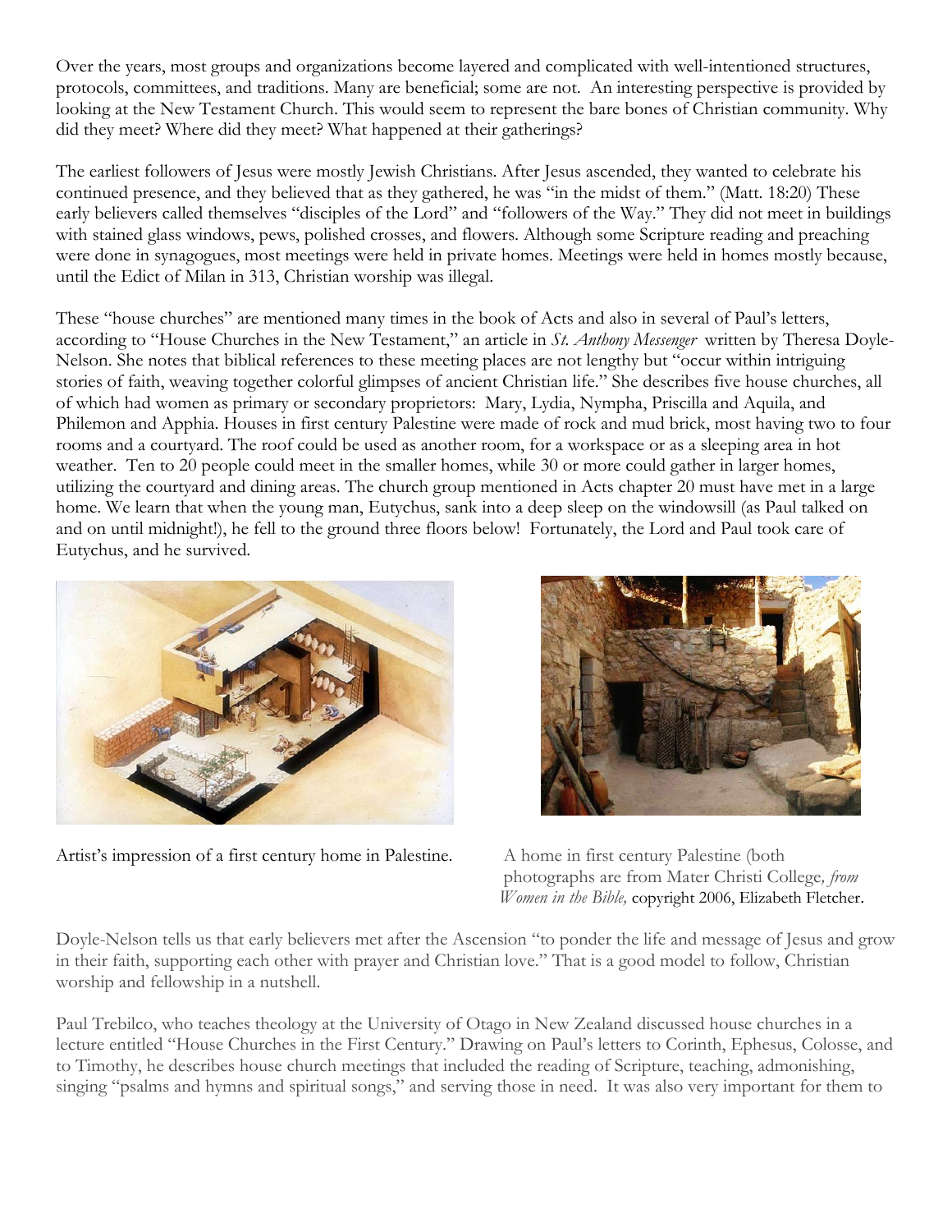Over the years, most groups and organizations become layered and complicated with well-intentioned structures, protocols, committees, and traditions. Many are beneficial; some are not. An interesting perspective is provided by looking at the New Testament Church. This would seem to represent the bare bones of Christian community. Why did they meet? Where did they meet? What happened at their gatherings?

The earliest followers of Jesus were mostly Jewish Christians. After Jesus ascended, they wanted to celebrate his continued presence, and they believed that as they gathered, he was "in the midst of them." (Matt. 18:20) These early believers called themselves "disciples of the Lord" and "followers of the Way." They did not meet in buildings with stained glass windows, pews, polished crosses, and flowers. Although some Scripture reading and preaching were done in synagogues, most meetings were held in private homes. Meetings were held in homes mostly because, until the Edict of Milan in 313, Christian worship was illegal.

These "house churches" are mentioned many times in the book of Acts and also in several of Paul's letters, according to "House Churches in the New Testament," an article in *St. Anthony Messenger* written by Theresa Doyle-Nelson. She notes that biblical references to these meeting places are not lengthy but "occur within intriguing stories of faith, weaving together colorful glimpses of ancient Christian life." She describes five house churches, all of which had women as primary or secondary proprietors: Mary, Lydia, Nympha, Priscilla and Aquila, and Philemon and Apphia. Houses in first century Palestine were made of rock and mud brick, most having two to four rooms and a courtyard. The roof could be used as another room, for a workspace or as a sleeping area in hot weather. Ten to 20 people could meet in the smaller homes, while 30 or more could gather in larger homes, utilizing the courtyard and dining areas. The church group mentioned in Acts chapter 20 must have met in a large home. We learn that when the young man, Eutychus, sank into a deep sleep on the windowsill (as Paul talked on and on until midnight!), he fell to the ground three floors below! Fortunately, the Lord and Paul took care of Eutychus, and he survived.

Artist's impression of a first century home in Palestine.

A home in first century Palestine (both photographs are from Mater Christi College, *from Women in the Bible,* copyright 2006, Elizabeth Fletcher.

Doyle-Nelson tells us that early believers met after the Ascension "to ponder the life and message of Jesus and grow in their faith, supporting each other with prayer and Christian love." That is a good model to follow, Christian worship and fellowship in a nutshell.

Paul Trebilco, who teaches theology at the University of Otago in New Zealand discussed house churches in a lecture entitled "House Churches in the First Century." Drawing on Paul's letters to Corinth, Ephesus, Colosse, and to Timothy, he describes house church meetings that included the reading of Scripture, teaching, admonishing, singing "psalms and hymns and spiritual songs," and serving those in need. It was also very important for them to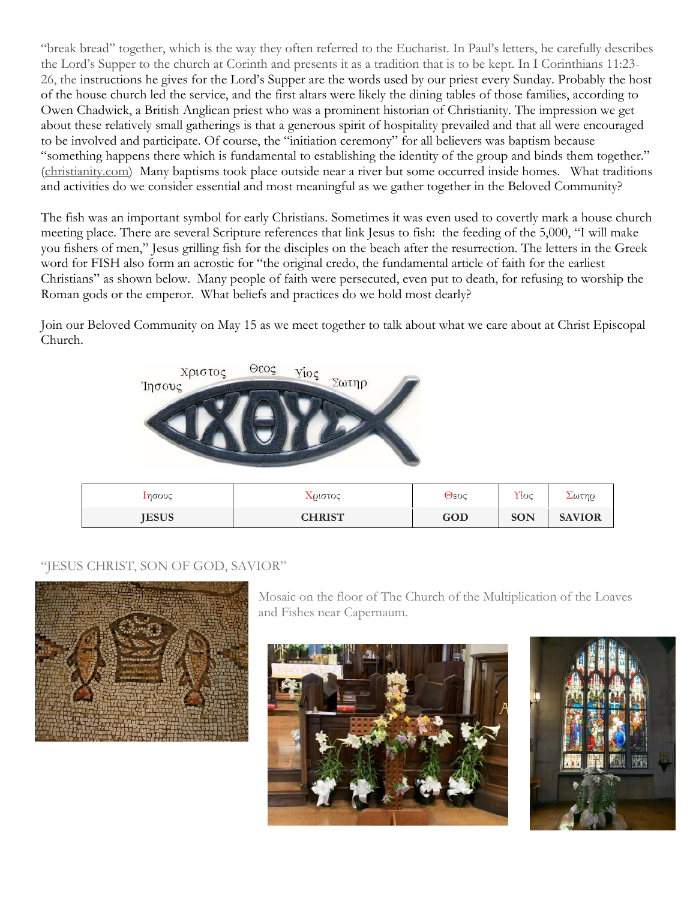"break bread" together, which is the way they often referred to the Eucharist. In Paul's letters, he carefully describes the Lord's Supper to the church at Corinth and presents it as a tradition that is to be kept. In I Corinthians 11:23-26, the instructions he gives for the Lord's Supper are the words used by our priest every Sunday. Probably the host of the house church led the service, and the first altars were likely the dining tables of those families, according to Owen Chadwick, a British Anglican priest who was a prominent historian of Christianity. The impression we get about these relatively small gatherings is that a generous spirit of hospitality prevailed and that all were encouraged to be involved and participate. Of course, the "initiation ceremony" for all believers was baptism because "something happens there which is fundamental to establishing the identity of the group and binds them together." (christianity.com) Many baptisms took place outside near a river but some occurred inside homes. What traditions and activities do we consider essential and most meaningful as we gather together in the Beloved Community?

The fish was an important symbol for early Christians. Sometimes it was even used to covertly mark a house church meeting place. There are several Scripture references that link Jesus to fish: the feeding of the 5,000, "I will make you fishers of men," Jesus grilling fish for the disciples on the beach after the resurrection. The letters in the Greek word for FISH also form an acrostic for "the original credo, the fundamental article of faith for the earliest Christians" as shown below. Many people of faith were persecuted, even put to death, for refusing to worship the Roman gods or the emperor. What beliefs and practices do we hold most dearly?

Join our Beloved Community on May 15 as we meet together to talk about what we care about at Christ Episcopal Church.

| Ιησους | Χριστος | Θεος | Υίος | Σωτηρ |
|---|---|---|---|---|
| **JESUS** | **CHRIST** | **GOD** | **SON** | **SAVIOR** |

"JESUS CHRIST, SON OF GOD, SAVIOR"

Mosaic on the floor of The Church of the Multiplication of the Loaves and Fishes near Capernaum.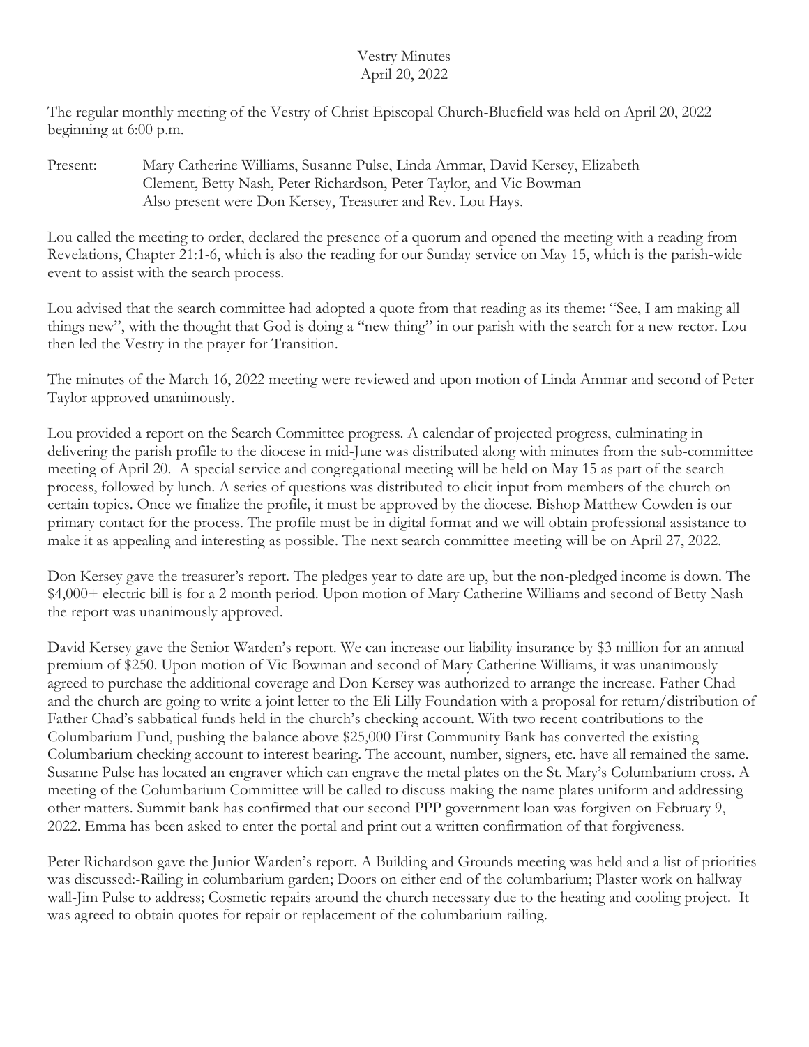# Vestry Minutes
## April 20, 2022

The regular monthly meeting of the Vestry of Christ Episcopal Church-Bluefield was held on April 20, 2022 beginning at 6:00 p.m.

Present: Mary Catherine Williams, Susanne Pulse, Linda Ammar, David Kersey, Elizabeth Clement, Betty Nash, Peter Richardson, Peter Taylor, and Vic Bowman
Also present were Don Kersey, Treasurer and Rev. Lou Hays.

Lou called the meeting to order, declared the presence of a quorum and opened the meeting with a reading from Revelations, Chapter 21:1-6, which is also the reading for our Sunday service on May 15, which is the parish-wide event to assist with the search process.

Lou advised that the search committee had adopted a quote from that reading as its theme: "See, I am making all things new", with the thought that God is doing a "new thing" in our parish with the search for a new rector. Lou then led the Vestry in the prayer for Transition.

The minutes of the March 16, 2022 meeting were reviewed and upon motion of Linda Ammar and second of Peter Taylor approved unanimously.

Lou provided a report on the Search Committee progress. A calendar of projected progress, culminating in delivering the parish profile to the diocese in mid-June was distributed along with minutes from the sub-committee meeting of April 20. A special service and congregational meeting will be held on May 15 as part of the search process, followed by lunch. A series of questions was distributed to elicit input from members of the church on certain topics. Once we finalize the profile, it must be approved by the diocese. Bishop Matthew Cowden is our primary contact for the process. The profile must be in digital format and we will obtain professional assistance to make it as appealing and interesting as possible. The next search committee meeting will be on April 27, 2022.

Don Kersey gave the treasurer's report. The pledges year to date are up, but the non-pledged income is down. The $4,000+ electric bill is for a 2 month period. Upon motion of Mary Catherine Williams and second of Betty Nash the report was unanimously approved.

David Kersey gave the Senior Warden's report. We can increase our liability insurance by $3 million for an annual premium of $250. Upon motion of Vic Bowman and second of Mary Catherine Williams, it was unanimously agreed to purchase the additional coverage and Don Kersey was authorized to arrange the increase. Father Chad and the church are going to write a joint letter to the Eli Lilly Foundation with a proposal for return/distribution of Father Chad's sabbatical funds held in the church's checking account. With two recent contributions to the Columbarium Fund, pushing the balance above $25,000 First Community Bank has converted the existing Columbarium checking account to interest bearing. The account, number, signers, etc. have all remained the same. Susanne Pulse has located an engraver which can engrave the metal plates on the St. Mary's Columbarium cross. A meeting of the Columbarium Committee will be called to discuss making the name plates uniform and addressing other matters. Summit bank has confirmed that our second PPP government loan was forgiven on February 9, 2022. Emma has been asked to enter the portal and print out a written confirmation of that forgiveness.

Peter Richardson gave the Junior Warden's report. A Building and Grounds meeting was held and a list of priorities was discussed:-Railing in columbarium garden; Doors on either end of the columbarium; Plaster work on hallway wall-Jim Pulse to address; Cosmetic repairs around the church necessary due to the heating and cooling project. It was agreed to obtain quotes for repair or replacement of the columbarium railing.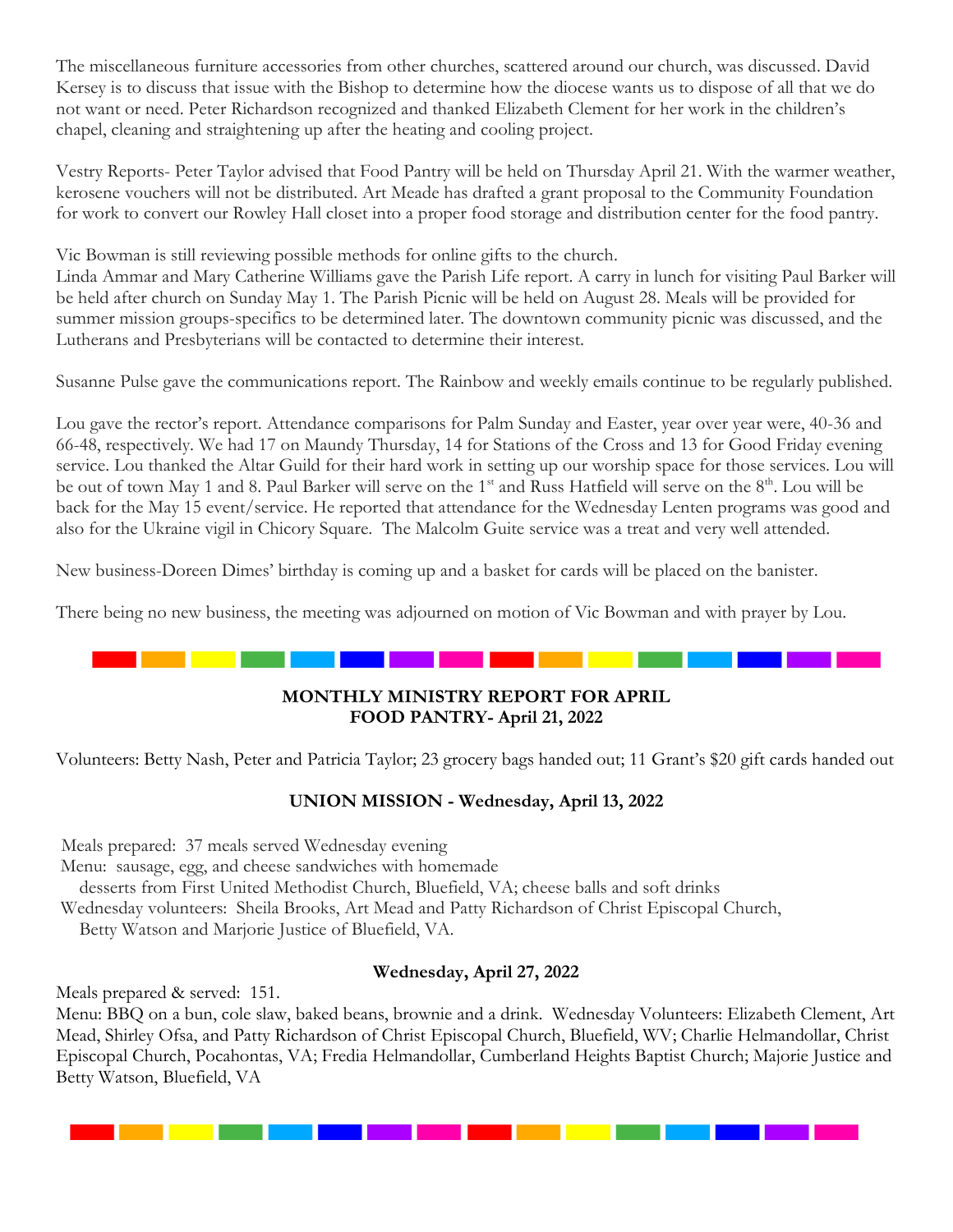The miscellaneous furniture accessories from other churches, scattered around our church, was discussed. David Kersey is to discuss that issue with the Bishop to determine how the diocese wants us to dispose of all that we do not want or need. Peter Richardson recognized and thanked Elizabeth Clement for her work in the children's chapel, cleaning and straightening up after the heating and cooling project.

Vestry Reports- Peter Taylor advised that Food Pantry will be held on Thursday April 21. With the warmer weather, kerosene vouchers will not be distributed. Art Meade has drafted a grant proposal to the Community Foundation for work to convert our Rowley Hall closet into a proper food storage and distribution center for the food pantry.

Vic Bowman is still reviewing possible methods for online gifts to the church.
Linda Ammar and Mary Catherine Williams gave the Parish Life report. A carry in lunch for visiting Paul Barker will be held after church on Sunday May 1. The Parish Picnic will be held on August 28. Meals will be provided for summer mission groups-specifics to be determined later. The downtown community picnic was discussed, and the Lutherans and Presbyterians will be contacted to determine their interest.

Susanne Pulse gave the communications report. The Rainbow and weekly emails continue to be regularly published.

Lou gave the rector's report. Attendance comparisons for Palm Sunday and Easter, year over year were, 40-36 and 66-48, respectively. We had 17 on Maundy Thursday, 14 for Stations of the Cross and 13 for Good Friday evening service. Lou thanked the Altar Guild for their hard work in setting up our worship space for those services. Lou will be out of town May 1 and 8. Paul Barker will serve on the 1st and Russ Hatfield will serve on the 8th. Lou will be back for the May 15 event/service. He reported that attendance for the Wednesday Lenten programs was good and also for the Ukraine vigil in Chicory Square. The Malcolm Guite service was a treat and very well attended.

New business-Doreen Dimes' birthday is coming up and a basket for cards will be placed on the banister.

There being no new business, the meeting was adjourned on motion of Vic Bowman and with prayer by Lou.

## MONTHLY MINISTRY REPORT FOR APRIL
## FOOD PANTRY- April 21, 2022

Volunteers: Betty Nash, Peter and Patricia Taylor; 23 grocery bags handed out; 11 Grant's $20 gift cards handed out

## UNION MISSION - Wednesday, April 13, 2022

Meals prepared: 37 meals served Wednesday evening
Menu: sausage, egg, and cheese sandwiches with homemade desserts from First United Methodist Church, Bluefield, VA; cheese balls and soft drinks
Wednesday volunteers: Sheila Brooks, Art Mead and Patty Richardson of Christ Episcopal Church, Betty Watson and Marjorie Justice of Bluefield, VA.

### Wednesday, April 27, 2022

Meals prepared & served: 151.
Menu: BBQ on a bun, cole slaw, baked beans, brownie and a drink. Wednesday Volunteers: Elizabeth Clement, Art Mead, Shirley Ofsa, and Patty Richardson of Christ Episcopal Church, Bluefield, WV; Charlie Helmandollar, Christ Episcopal Church, Pocahontas, VA; Fredia Helmandollar, Cumberland Heights Baptist Church; Majorie Justice and Betty Watson, Bluefield, VA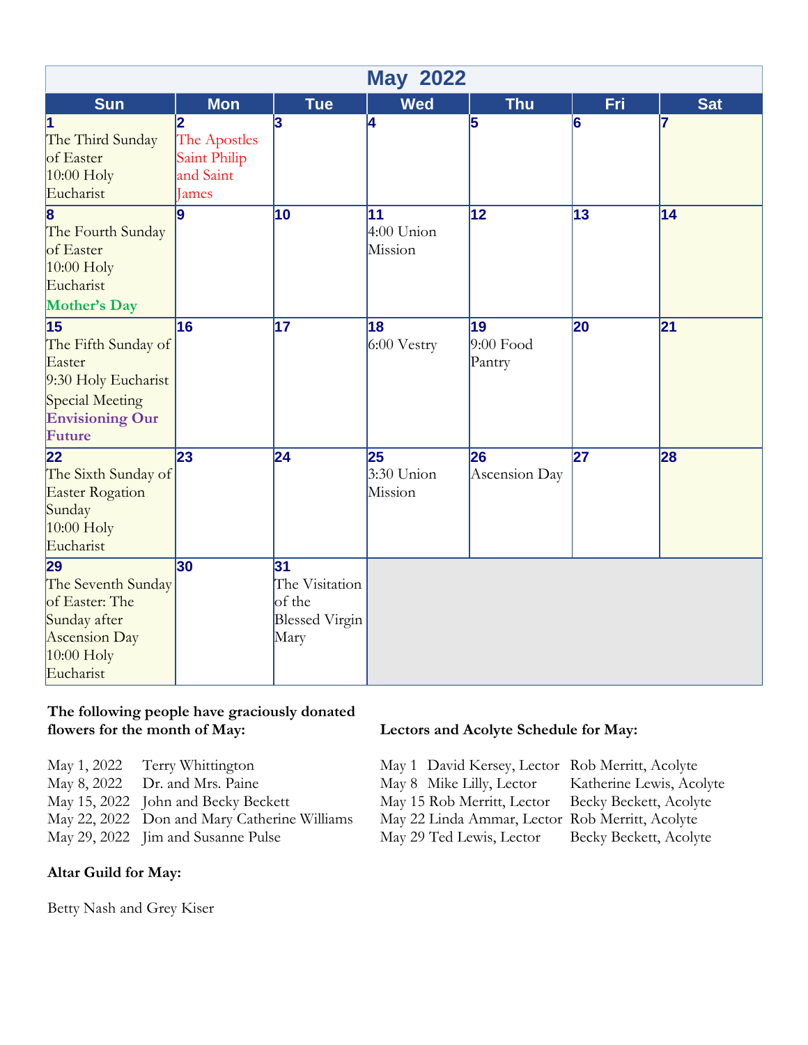# May 2022

| Sun | Mon | Tue | Wed | Thu | Fri | Sat |
|---|---|---|---|---|---|---|
| 1 The Third Sunday of Easter 10:00 Holy Eucharist | 2 The Apostles Saint Philip and Saint James | 3 | 4 | 5 | 6 | 7 |
| 8 The Fourth Sunday of Easter 10:00 Holy Eucharist **Mother's Day** | 9 | 10 | 11 4:00 Union Mission | 12 | 13 | 14 |
| 15 The Fifth Sunday of Easter 9:30 Holy Eucharist Special Meeting **Envisioning Our Future** | 16 | 17 | 18 6:00 Vestry | 19 9:00 Food Pantry | 20 | 21 |
| 22 The Sixth Sunday of Easter Rogation Sunday 10:00 Holy Eucharist | 23 | 24 | 25 3:30 Union Mission | 26 Ascension Day | 27 | 28 |
| 29 The Seventh Sunday of Easter: The Sunday after Ascension Day 10:00 Holy Eucharist | 30 | 31 The Visitation of the Blessed Virgin Mary | | | | |

**The following people have graciously donated flowers for the month of May:**

| | |
|---|---|
| May 1, 2022 | Terry Whittington |
| May 8, 2022 | Dr. and Mrs. Paine |
| May 15, 2022 | John and Becky Beckett |
| May 22, 2022 | Don and Mary Catherine Williams |
| May 29, 2022 | Jim and Susanne Pulse |

**Altar Guild for May:**

Betty Nash and Grey Kiser

**Lectors and Acolyte Schedule for May:**

| | | |
|---|---|---|
| May 1 | David Kersey, Lector | Rob Merritt, Acolyte |
| May 8 | Mike Lilly, Lector | Katherine Lewis, Acolyte |
| May 15 | Rob Merritt, Lector | Becky Beckett, Acolyte |
| May 22 | Linda Ammar, Lector | Rob Merritt, Acolyte |
| May 29 | Ted Lewis, Lector | Becky Beckett, Acolyte |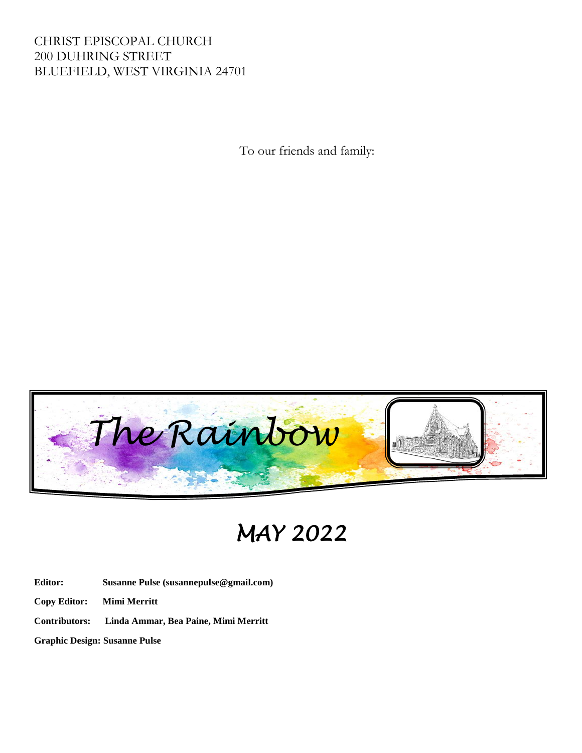CHRIST EPISCOPAL CHURCH
200 DUHRING STREET
BLUEFIELD, WEST VIRGINIA 24701

To our friends and family:

# The Rainbow

## MAY 2022

**Editor:** **Susanne Pulse (susannepulse@gmail.com)**

**Copy Editor:** **Mimi Merritt**

**Contributors:** **Linda Ammar, Bea Paine, Mimi Merritt**

**Graphic Design: Susanne Pulse**